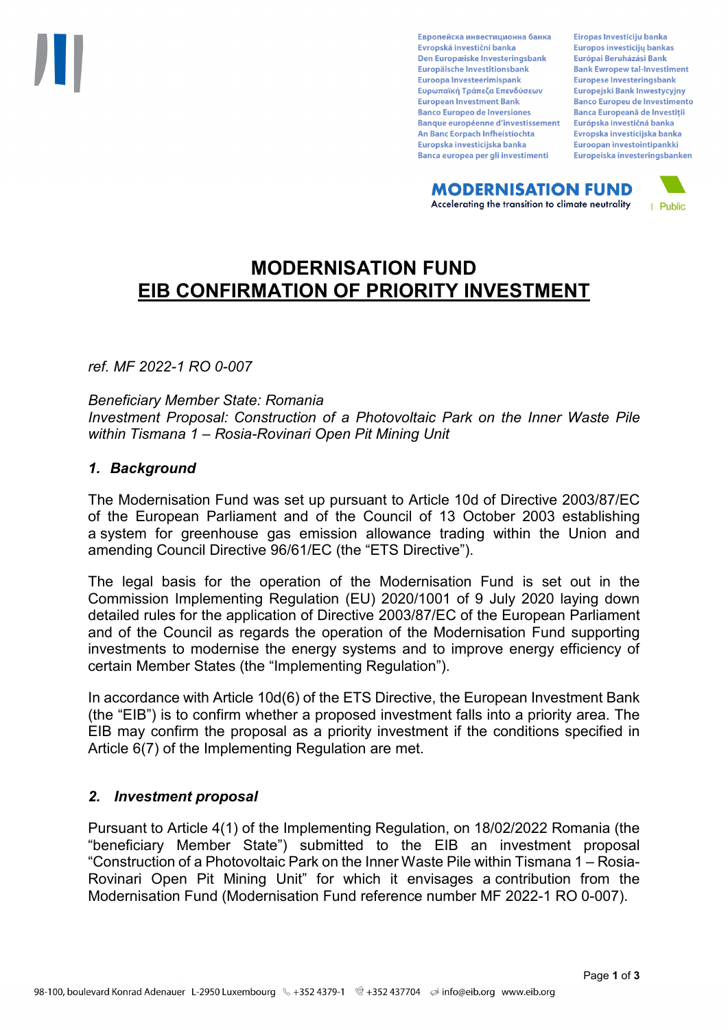# MODERNISATION FUND
# EIB CONFIRMATION OF PRIORITY INVESTMENT

*ref. MF 2022-1 RO 0-007*

*Beneficiary Member State: Romania*
*Investment Proposal: Construction of a Photovoltaic Park on the Inner Waste Pile within Tismana 1 – Rosia-Rovinari Open Pit Mining Unit*

## *1. Background*

The Modernisation Fund was set up pursuant to Article 10d of Directive 2003/87/EC of the European Parliament and of the Council of 13 October 2003 establishing a system for greenhouse gas emission allowance trading within the Union and amending Council Directive 96/61/EC (the "ETS Directive").

The legal basis for the operation of the Modernisation Fund is set out in the Commission Implementing Regulation (EU) 2020/1001 of 9 July 2020 laying down detailed rules for the application of Directive 2003/87/EC of the European Parliament and of the Council as regards the operation of the Modernisation Fund supporting investments to modernise the energy systems and to improve energy efficiency of certain Member States (the "Implementing Regulation").

In accordance with Article 10d(6) of the ETS Directive, the European Investment Bank (the "EIB") is to confirm whether a proposed investment falls into a priority area. The EIB may confirm the proposal as a priority investment if the conditions specified in Article 6(7) of the Implementing Regulation are met.

## *2. Investment proposal*

Pursuant to Article 4(1) of the Implementing Regulation, on 18/02/2022 Romania (the "beneficiary Member State") submitted to the EIB an investment proposal "Construction of a Photovoltaic Park on the Inner Waste Pile within Tismana 1 – Rosia-Rovinari Open Pit Mining Unit" for which it envisages a contribution from the Modernisation Fund (Modernisation Fund reference number MF 2022-1 RO 0-007).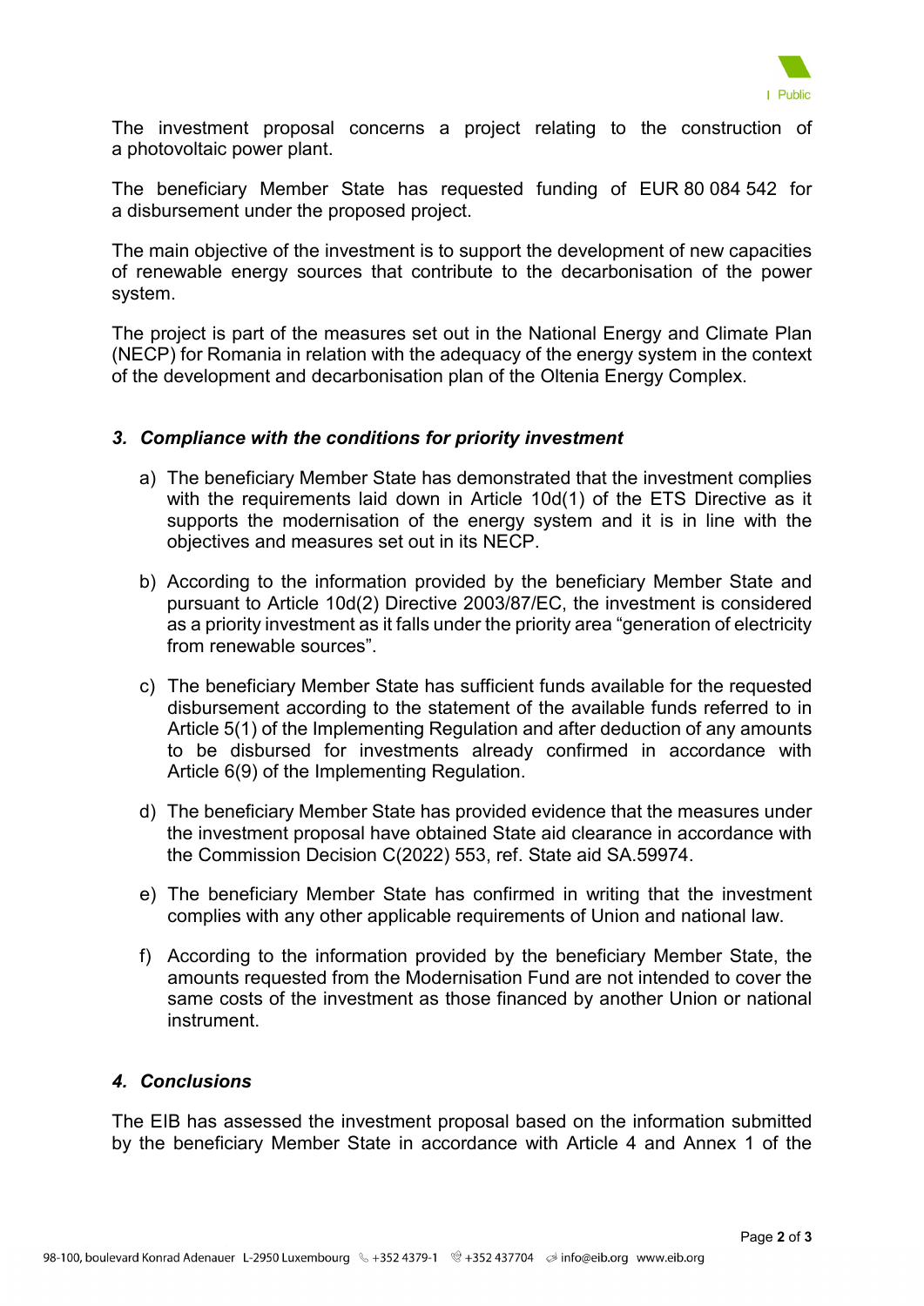The investment proposal concerns a project relating to the construction of a photovoltaic power plant.

The beneficiary Member State has requested funding of EUR 80 084 542 for a disbursement under the proposed project.

The main objective of the investment is to support the development of new capacities of renewable energy sources that contribute to the decarbonisation of the power system.

The project is part of the measures set out in the National Energy and Climate Plan (NECP) for Romania in relation with the adequacy of the energy system in the context of the development and decarbonisation plan of the Oltenia Energy Complex.

### *3. Compliance with the conditions for priority investment*

a) The beneficiary Member State has demonstrated that the investment complies with the requirements laid down in Article 10d(1) of the ETS Directive as it supports the modernisation of the energy system and it is in line with the objectives and measures set out in its NECP.

b) According to the information provided by the beneficiary Member State and pursuant to Article 10d(2) Directive 2003/87/EC, the investment is considered as a priority investment as it falls under the priority area "generation of electricity from renewable sources".

c) The beneficiary Member State has sufficient funds available for the requested disbursement according to the statement of the available funds referred to in Article 5(1) of the Implementing Regulation and after deduction of any amounts to be disbursed for investments already confirmed in accordance with Article 6(9) of the Implementing Regulation.

d) The beneficiary Member State has provided evidence that the measures under the investment proposal have obtained State aid clearance in accordance with the Commission Decision C(2022) 553, ref. State aid SA.59974.

e) The beneficiary Member State has confirmed in writing that the investment complies with any other applicable requirements of Union and national law.

f) According to the information provided by the beneficiary Member State, the amounts requested from the Modernisation Fund are not intended to cover the same costs of the investment as those financed by another Union or national instrument.

### *4. Conclusions*

The EIB has assessed the investment proposal based on the information submitted by the beneficiary Member State in accordance with Article 4 and Annex 1 of the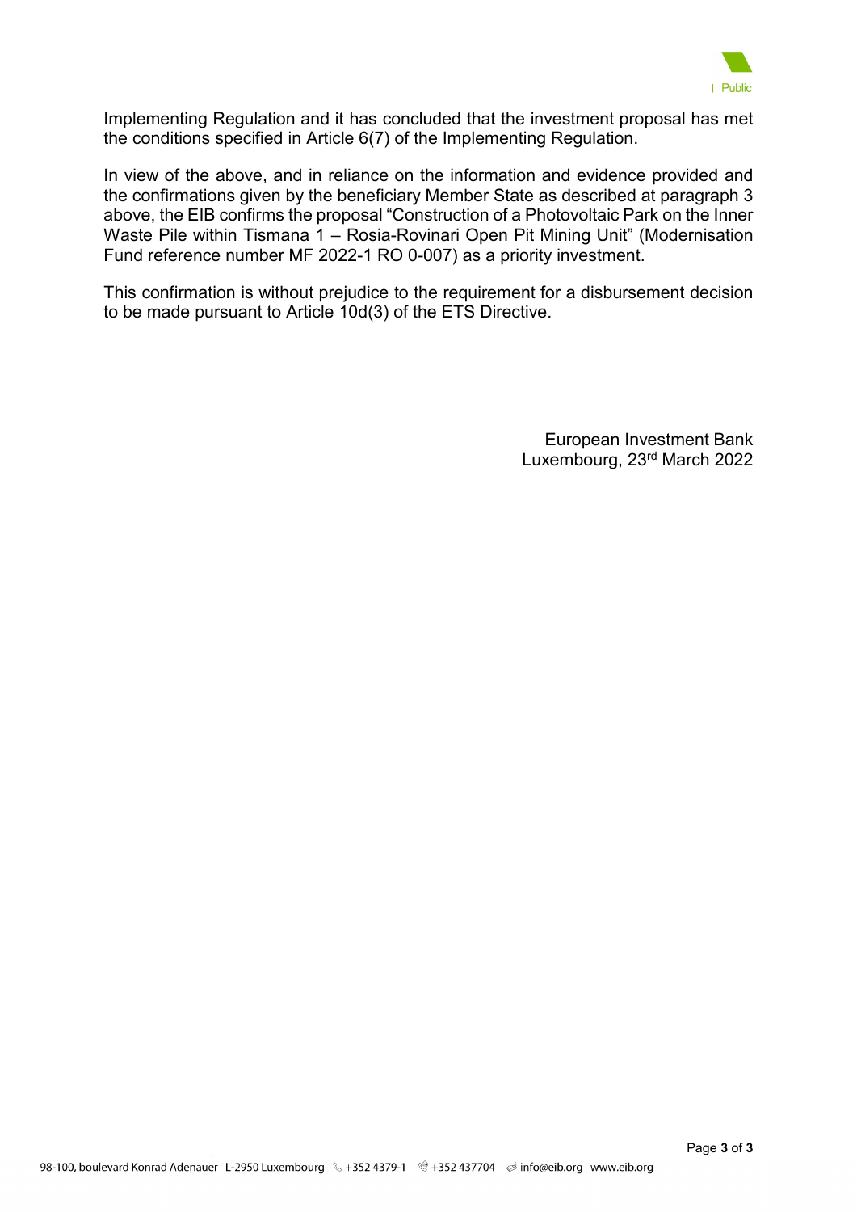Implementing Regulation and it has concluded that the investment proposal has met the conditions specified in Article 6(7) of the Implementing Regulation.

In view of the above, and in reliance on the information and evidence provided and the confirmations given by the beneficiary Member State as described at paragraph 3 above, the EIB confirms the proposal "Construction of a Photovoltaic Park on the Inner Waste Pile within Tismana 1 – Rosia-Rovinari Open Pit Mining Unit" (Modernisation Fund reference number MF 2022-1 RO 0-007) as a priority investment.

This confirmation is without prejudice to the requirement for a disbursement decision to be made pursuant to Article 10d(3) of the ETS Directive.

European Investment Bank
Luxembourg, 23rd March 2022